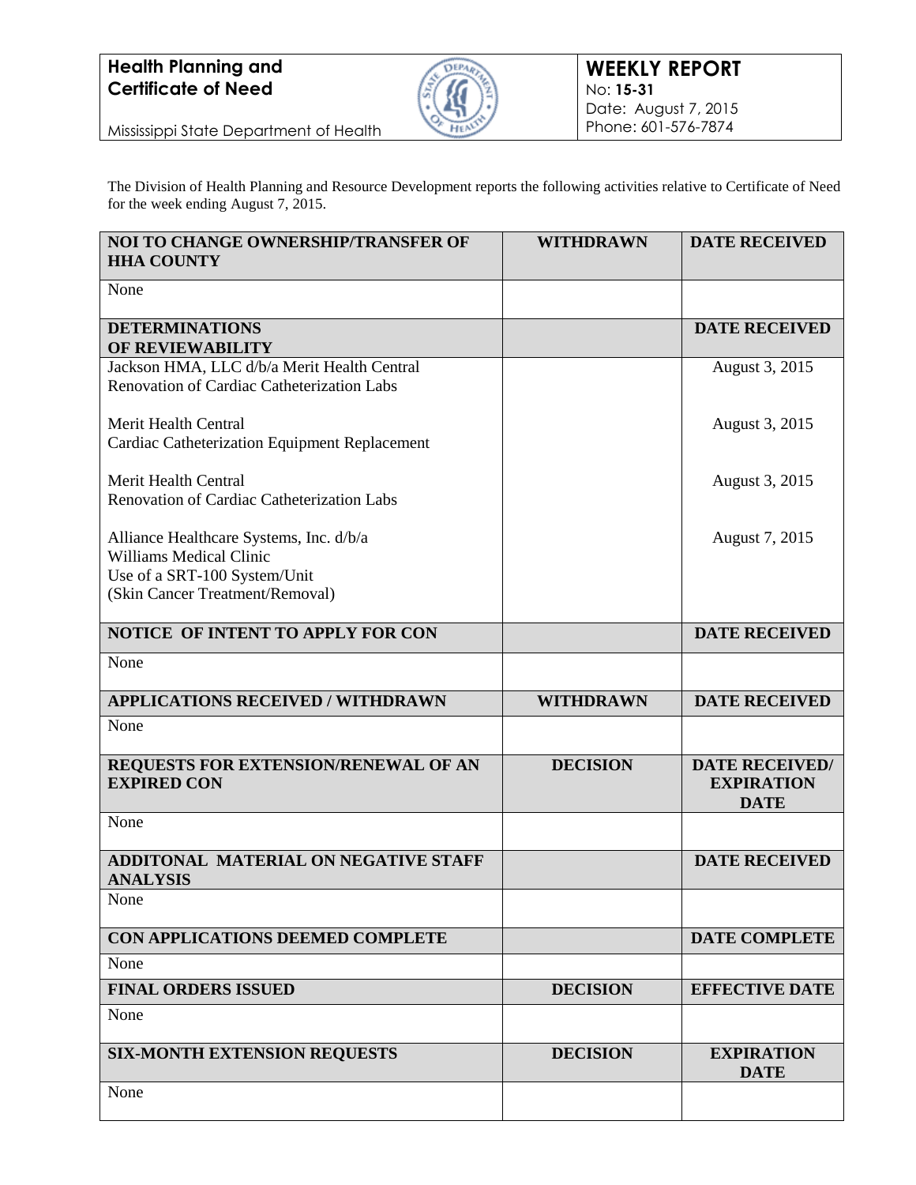**Health Planning and Certificate of Need**

Mississippi State Department of Health

## WEEKLY REPORT

No: **15-31**
Date: August 7, 2015
Phone: 601-576-7874

The Division of Health Planning and Resource Development reports the following activities relative to Certificate of Need for the week ending August 7, 2015.

| NOI TO CHANGE OWNERSHIP/TRANSFER OF HHA COUNTY | WITHDRAWN | DATE RECEIVED |
|---|---|---|
| None | | |
| **DETERMINATIONS OF REVIEWABILITY** | | **DATE RECEIVED** |
| Jackson HMA, LLC d/b/a Merit Health Central<br>Renovation of Cardiac Catheterization Labs | | August 3, 2015 |
| Merit Health Central<br>Cardiac Catheterization Equipment Replacement | | August 3, 2015 |
| Merit Health Central<br>Renovation of Cardiac Catheterization Labs | | August 3, 2015 |
| Alliance Healthcare Systems, Inc. d/b/a<br>Williams Medical Clinic<br>Use of a SRT-100 System/Unit<br>(Skin Cancer Treatment/Removal) | | August 7, 2015 |
| **NOTICE OF INTENT TO APPLY FOR CON** | | **DATE RECEIVED** |
| None | | |
| **APPLICATIONS RECEIVED / WITHDRAWN** | **WITHDRAWN** | **DATE RECEIVED** |
| None | | |
| **REQUESTS FOR EXTENSION/RENEWAL OF AN EXPIRED CON** | **DECISION** | **DATE RECEIVED/ EXPIRATION DATE** |
| None | | |
| **ADDITONAL MATERIAL ON NEGATIVE STAFF ANALYSIS** | | **DATE RECEIVED** |
| None | | |
| **CON APPLICATIONS DEEMED COMPLETE** | | **DATE COMPLETE** |
| None | | |
| **FINAL ORDERS ISSUED** | **DECISION** | **EFFECTIVE DATE** |
| None | | |
| **SIX-MONTH EXTENSION REQUESTS** | **DECISION** | **EXPIRATION DATE** |
| None | | |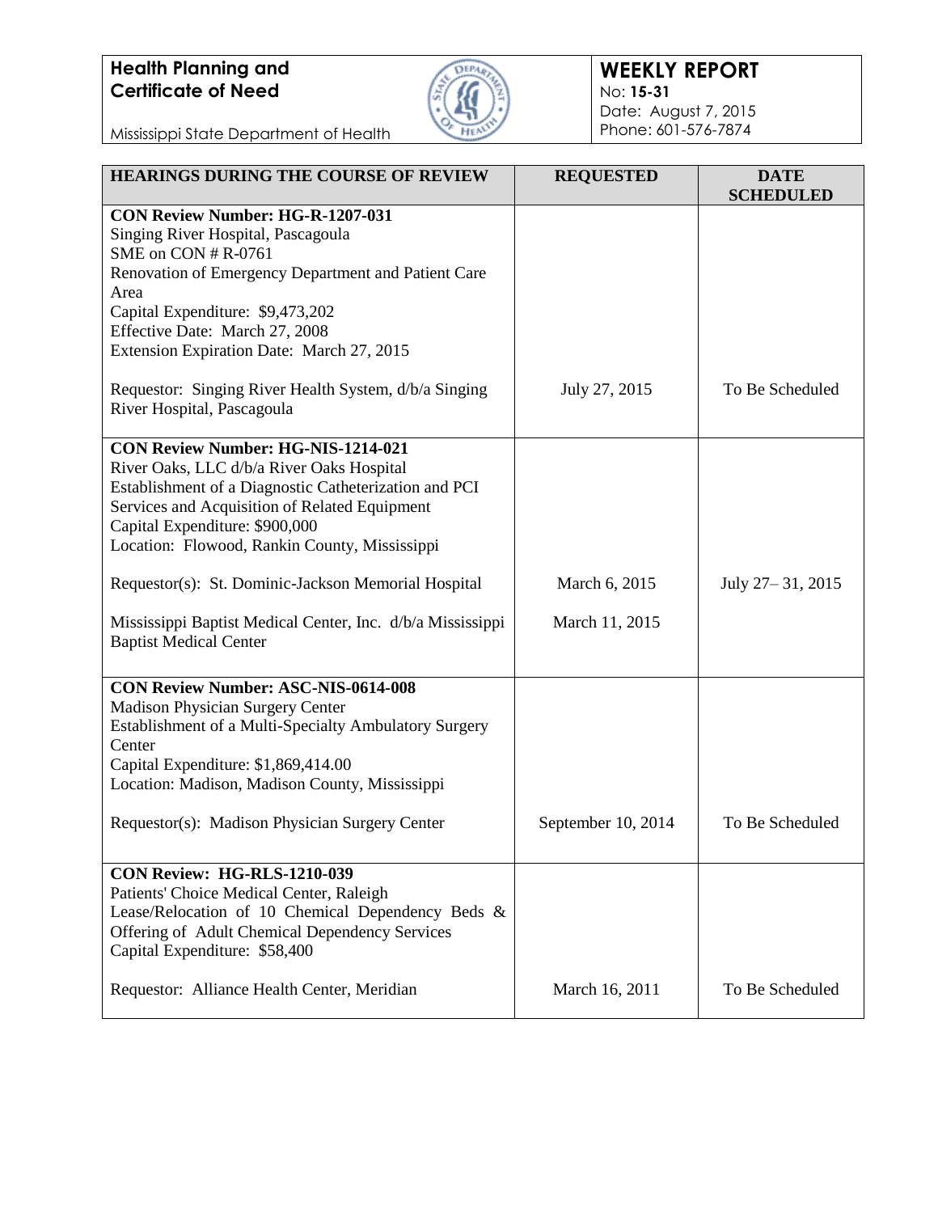**Health Planning and Certificate of Need**

Mississippi State Department of Health

**WEEKLY REPORT**
No: **15-31**
Date: August 7, 2015
Phone: 601-576-7874

| HEARINGS DURING THE COURSE OF REVIEW | REQUESTED | DATE SCHEDULED |
|---|---|---|
| **CON Review Number: HG-R-1207-031**<br>Singing River Hospital, Pascagoula<br>SME on CON # R-0761<br>Renovation of Emergency Department and Patient Care Area<br>Capital Expenditure: $9,473,202<br>Effective Date: March 27, 2008<br>Extension Expiration Date: March 27, 2015<br><br>Requestor: Singing River Health System, d/b/a Singing River Hospital, Pascagoula | July 27, 2015 | To Be Scheduled |
| **CON Review Number: HG-NIS-1214-021**<br>River Oaks, LLC d/b/a River Oaks Hospital<br>Establishment of a Diagnostic Catheterization and PCI Services and Acquisition of Related Equipment<br>Capital Expenditure: $900,000<br>Location: Flowood, Rankin County, Mississippi<br><br>Requestor(s): St. Dominic-Jackson Memorial Hospital<br><br>Mississippi Baptist Medical Center, Inc. d/b/a Mississippi Baptist Medical Center | March 6, 2015<br><br>March 11, 2015 | July 27– 31, 2015 |
| **CON Review Number: ASC-NIS-0614-008**<br>Madison Physician Surgery Center<br>Establishment of a Multi-Specialty Ambulatory Surgery Center<br>Capital Expenditure: $1,869,414.00<br>Location: Madison, Madison County, Mississippi<br><br>Requestor(s): Madison Physician Surgery Center | September 10, 2014 | To Be Scheduled |
| **CON Review: HG-RLS-1210-039**<br>Patients' Choice Medical Center, Raleigh<br>Lease/Relocation of 10 Chemical Dependency Beds & Offering of Adult Chemical Dependency Services<br>Capital Expenditure: $58,400<br><br>Requestor: Alliance Health Center, Meridian | March 16, 2011 | To Be Scheduled |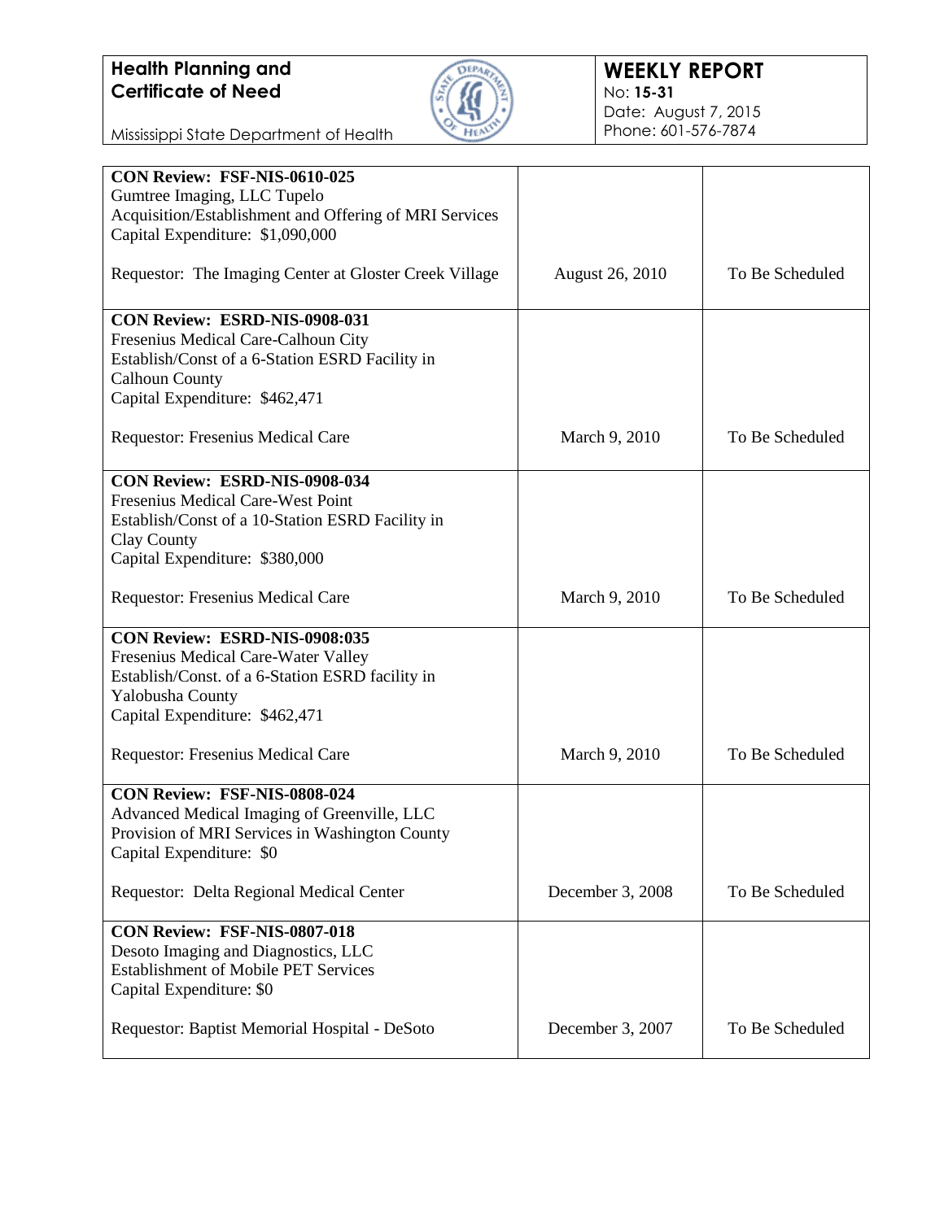**Health Planning and Certificate of Need**

Mississippi State Department of Health

**WEEKLY REPORT**
No: **15-31**
Date: August 7, 2015
Phone: 601-576-7874

| | | |
|---|---|---|
| **CON Review: FSF-NIS-0610-025**<br>Gumtree Imaging, LLC Tupelo<br>Acquisition/Establishment and Offering of MRI Services<br>Capital Expenditure: $1,090,000<br><br>Requestor: The Imaging Center at Gloster Creek Village | August 26, 2010 | To Be Scheduled |
| **CON Review: ESRD-NIS-0908-031**<br>Fresenius Medical Care-Calhoun City<br>Establish/Const of a 6-Station ESRD Facility in Calhoun County<br>Capital Expenditure: $462,471<br><br>Requestor: Fresenius Medical Care | March 9, 2010 | To Be Scheduled |
| **CON Review: ESRD-NIS-0908-034**<br>Fresenius Medical Care-West Point<br>Establish/Const of a 10-Station ESRD Facility in Clay County<br>Capital Expenditure: $380,000<br><br>Requestor: Fresenius Medical Care | March 9, 2010 | To Be Scheduled |
| **CON Review: ESRD-NIS-0908:035**<br>Fresenius Medical Care-Water Valley<br>Establish/Const. of a 6-Station ESRD facility in Yalobusha County<br>Capital Expenditure: $462,471<br><br>Requestor: Fresenius Medical Care | March 9, 2010 | To Be Scheduled |
| **CON Review: FSF-NIS-0808-024**<br>Advanced Medical Imaging of Greenville, LLC<br>Provision of MRI Services in Washington County<br>Capital Expenditure: $0<br><br>Requestor: Delta Regional Medical Center | December 3, 2008 | To Be Scheduled |
| **CON Review: FSF-NIS-0807-018**<br>Desoto Imaging and Diagnostics, LLC<br>Establishment of Mobile PET Services<br>Capital Expenditure: $0<br><br>Requestor: Baptist Memorial Hospital - DeSoto | December 3, 2007 | To Be Scheduled |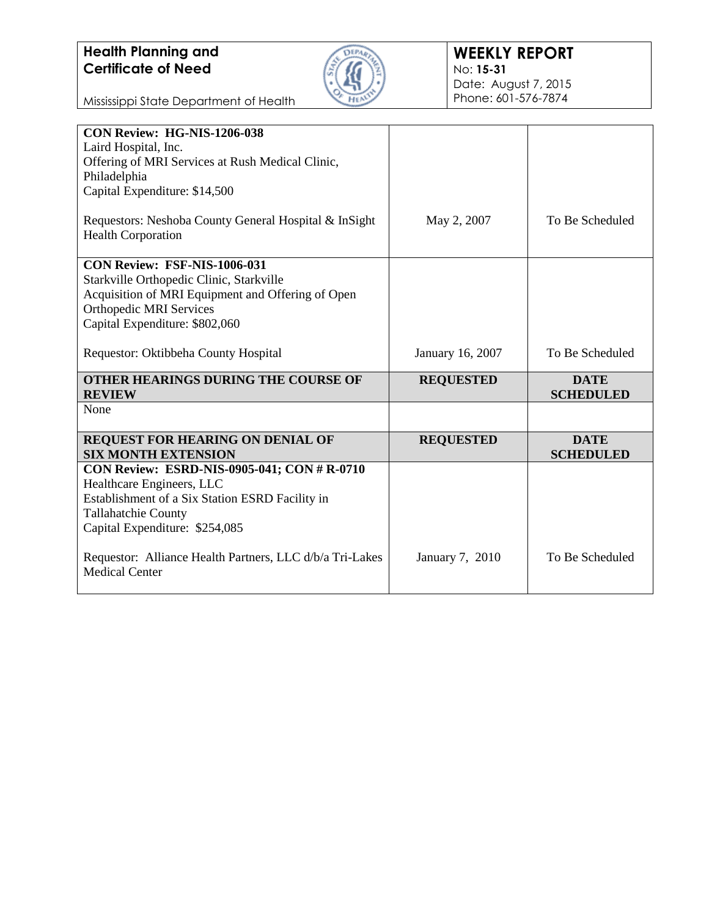| | | |
|---|---|---|
| **CON Review: HG-NIS-1206-038**<br>Laird Hospital, Inc.<br>Offering of MRI Services at Rush Medical Clinic, Philadelphia<br>Capital Expenditure: $14,500<br><br>Requestors: Neshoba County General Hospital & InSight Health Corporation | May 2, 2007 | To Be Scheduled |
| **CON Review: FSF-NIS-1006-031**<br>Starkville Orthopedic Clinic, Starkville<br>Acquisition of MRI Equipment and Offering of Open Orthopedic MRI Services<br>Capital Expenditure: $802,060<br><br>Requestor: Oktibbeha County Hospital | January 16, 2007 | To Be Scheduled |
| **OTHER HEARINGS DURING THE COURSE OF REVIEW** | **REQUESTED** | **DATE SCHEDULED** |
| None | | |
| **REQUEST FOR HEARING ON DENIAL OF SIX MONTH EXTENSION** | **REQUESTED** | **DATE SCHEDULED** |
| **CON Review: ESRD-NIS-0905-041; CON # R-0710**<br>Healthcare Engineers, LLC<br>Establishment of a Six Station ESRD Facility in Tallahatchie County<br>Capital Expenditure: $254,085<br><br>Requestor: Alliance Health Partners, LLC d/b/a Tri-Lakes Medical Center | January 7, 2010 | To Be Scheduled |